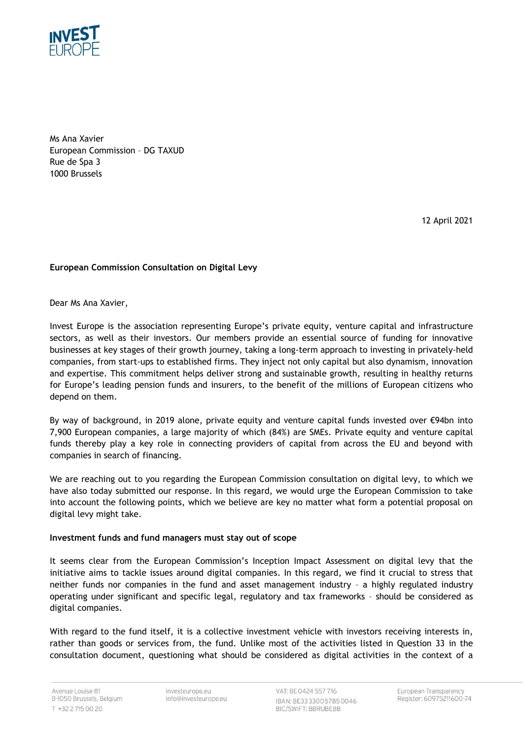Ms Ana Xavier
European Commission – DG TAXUD
Rue de Spa 3
1000 Brussels

12 April 2021

**European Commission Consultation on Digital Levy**

Dear Ms Ana Xavier,

Invest Europe is the association representing Europe's private equity, venture capital and infrastructure sectors, as well as their investors. Our members provide an essential source of funding for innovative businesses at key stages of their growth journey, taking a long-term approach to investing in privately-held companies, from start-ups to established firms. They inject not only capital but also dynamism, innovation and expertise. This commitment helps deliver strong and sustainable growth, resulting in healthy returns for Europe's leading pension funds and insurers, to the benefit of the millions of European citizens who depend on them.

By way of background, in 2019 alone, private equity and venture capital funds invested over €94bn into 7,900 European companies, a large majority of which (84%) are SMEs. Private equity and venture capital funds thereby play a key role in connecting providers of capital from across the EU and beyond with companies in search of financing.

We are reaching out to you regarding the European Commission consultation on digital levy, to which we have also today submitted our response. In this regard, we would urge the European Commission to take into account the following points, which we believe are key no matter what form a potential proposal on digital levy might take.

**Investment funds and fund managers must stay out of scope**

It seems clear from the European Commission's Inception Impact Assessment on digital levy that the initiative aims to tackle issues around digital companies. In this regard, we find it crucial to stress that neither funds nor companies in the fund and asset management industry – a highly regulated industry operating under significant and specific legal, regulatory and tax frameworks – should be considered as digital companies.

With regard to the fund itself, it is a collective investment vehicle with investors receiving interests in, rather than goods or services from, the fund. Unlike most of the activities listed in Question 33 in the consultation document, questioning what should be considered as digital activities in the context of a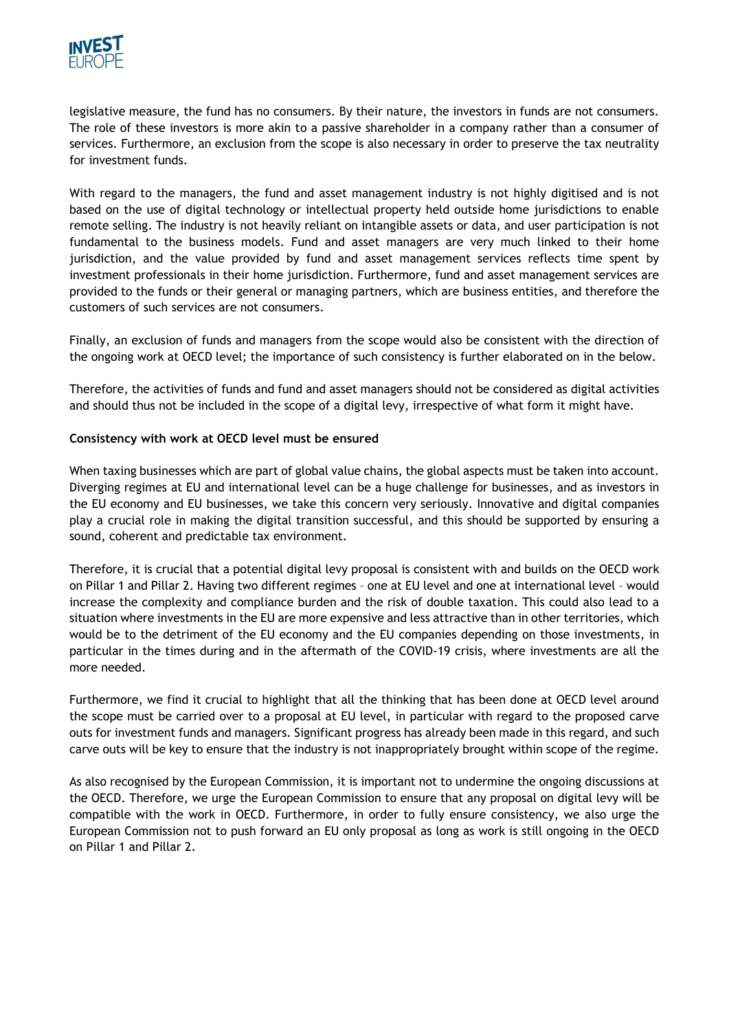legislative measure, the fund has no consumers. By their nature, the investors in funds are not consumers. The role of these investors is more akin to a passive shareholder in a company rather than a consumer of services. Furthermore, an exclusion from the scope is also necessary in order to preserve the tax neutrality for investment funds.

With regard to the managers, the fund and asset management industry is not highly digitised and is not based on the use of digital technology or intellectual property held outside home jurisdictions to enable remote selling. The industry is not heavily reliant on intangible assets or data, and user participation is not fundamental to the business models. Fund and asset managers are very much linked to their home jurisdiction, and the value provided by fund and asset management services reflects time spent by investment professionals in their home jurisdiction. Furthermore, fund and asset management services are provided to the funds or their general or managing partners, which are business entities, and therefore the customers of such services are not consumers.

Finally, an exclusion of funds and managers from the scope would also be consistent with the direction of the ongoing work at OECD level; the importance of such consistency is further elaborated on in the below.

Therefore, the activities of funds and fund and asset managers should not be considered as digital activities and should thus not be included in the scope of a digital levy, irrespective of what form it might have.

**Consistency with work at OECD level must be ensured**

When taxing businesses which are part of global value chains, the global aspects must be taken into account. Diverging regimes at EU and international level can be a huge challenge for businesses, and as investors in the EU economy and EU businesses, we take this concern very seriously. Innovative and digital companies play a crucial role in making the digital transition successful, and this should be supported by ensuring a sound, coherent and predictable tax environment.

Therefore, it is crucial that a potential digital levy proposal is consistent with and builds on the OECD work on Pillar 1 and Pillar 2. Having two different regimes – one at EU level and one at international level – would increase the complexity and compliance burden and the risk of double taxation. This could also lead to a situation where investments in the EU are more expensive and less attractive than in other territories, which would be to the detriment of the EU economy and the EU companies depending on those investments, in particular in the times during and in the aftermath of the COVID-19 crisis, where investments are all the more needed.

Furthermore, we find it crucial to highlight that all the thinking that has been done at OECD level around the scope must be carried over to a proposal at EU level, in particular with regard to the proposed carve outs for investment funds and managers. Significant progress has already been made in this regard, and such carve outs will be key to ensure that the industry is not inappropriately brought within scope of the regime.

As also recognised by the European Commission, it is important not to undermine the ongoing discussions at the OECD. Therefore, we urge the European Commission to ensure that any proposal on digital levy will be compatible with the work in OECD. Furthermore, in order to fully ensure consistency, we also urge the European Commission not to push forward an EU only proposal as long as work is still ongoing in the OECD on Pillar 1 and Pillar 2.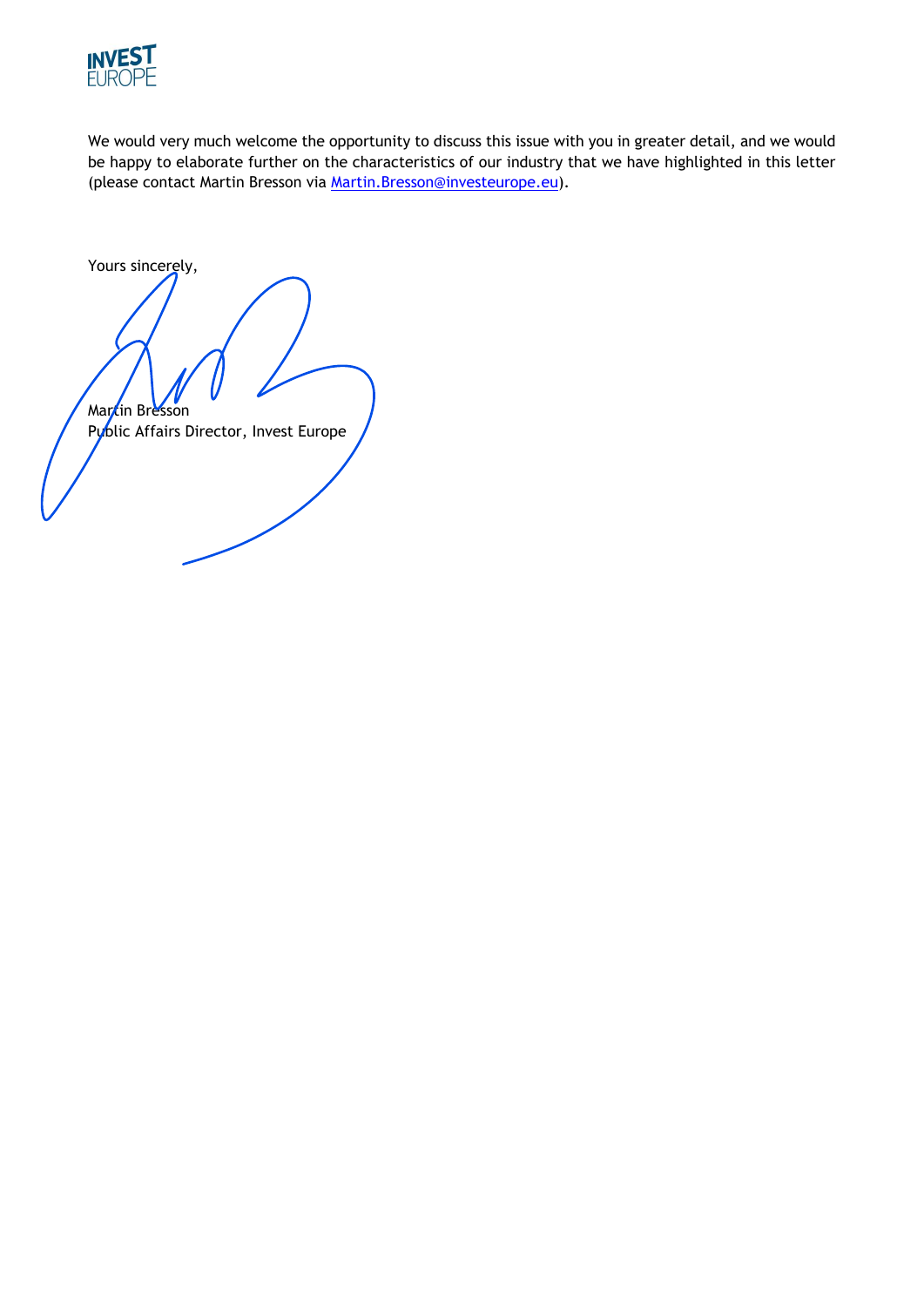We would very much welcome the opportunity to discuss this issue with you in greater detail, and we would be happy to elaborate further on the characteristics of our industry that we have highlighted in this letter (please contact Martin Bresson via [Martin.Bresson@investeurope.eu](mailto:Martin.Bresson@investeurope.eu)).

Yours sincerely,

Martin Bresson
Public Affairs Director, Invest Europe